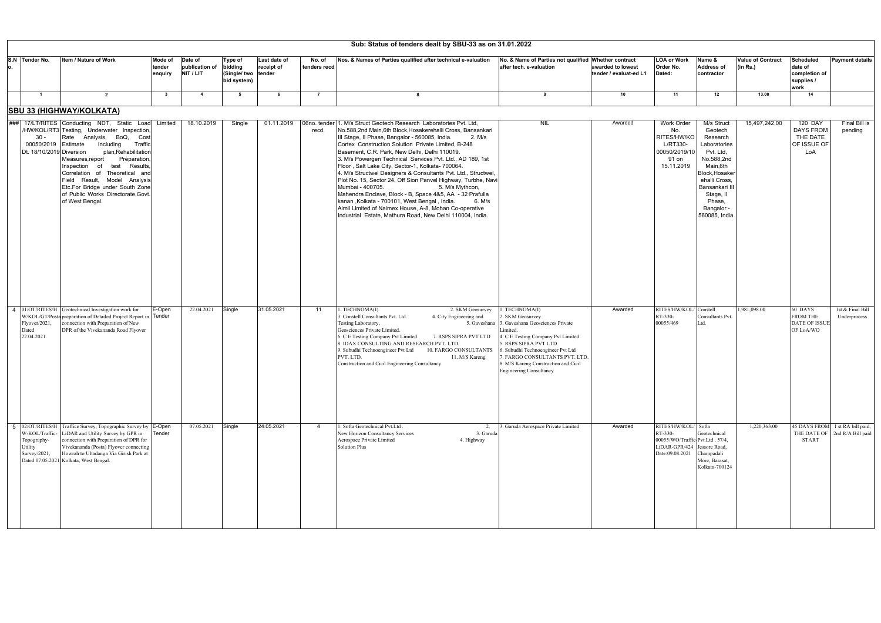## Sub: Status of tenders dealt by SBU-33 as on 31.01.2022

| S.N o. | Tender No. | Item / Nature of Work | Mode of tender enquiry | Date of publication of NIT / LIT | Type of bidding (Single/ two bid system) | Last date of receipt of tender | No. of tenders recd | Nos. & Names of Parties qualified after technical e-valuation | No. & Name of Parties not qualified after tech. e-valuation | Whether contract awarded to lowest tender / evaluat-ed L1 | LOA or Work Order No. Dated: | Name & Address of contractor | Value of Contract (in Rs.) | Scheduled date of completion of supplies / work | Payment details |
|---|---|---|---|---|---|---|---|---|---|---|---|---|---|---|---|
| 1 | | 2 | 3 | 4 | 5 | 6 | 7 | 8 | 9 | 10 | 11 | 12 | 13.00 | 14 | |
| **SBU 33 (HIGHWAY/KOLKATA)** | | | | | | | | | | | | | | | |
| ### | 17/LT/RITES /HW/KOL/RT3 30 - 00050/2019 Dt. 18/10/2019 | Conducting NDT, Static Load Testing, Underwater Inspection, Rate Analysis, BoQ, Cost Estimate Including Traffic Diversion plan,Rehabilitation Measures,report Preparation, Inspection of test Results, Correlation of Theoretical and Field Result, Model Analysis Etc.For Bridge under South Zone of Public Works Directorate,Govt. of West Bengal. | Limited | 18.10.2019 | Single | 01.11.2019 | 06no. tender recd. | 1. M/s Struct Geotech Research Laboratories Pvt. Ltd, No.588,2nd Main,6th Block,Hosakerehalli Cross, Bansankari III Stage, II Phase, Bangalor - 560085, India. 2. M/s Cortex Construction Solution Private Limited, B-248 Basement, C.R. Park, New Delhi, Delhi 110019. 3. M/s Powergen Technical Services Pvt. Ltd., AD 189, 1st Floor , Salt Lake City, Sector-1, Kolkata- 700064. 4. M/s Structwel Designers & Consultants Pvt. Ltd., Structwel, Plot No. 15, Sector 24, Off Sion Panvel Highway, Turbhe, Navi Mumbai - 400705. 5. M/s Mythcon, Mahendra Enclave, Block - B, Space 4&5, AA - 32 Prafulla kanan ,Kolkata - 700101, West Bengal , India. 6. M/s Aimil Limited of Naimex House, A-8, Mohan Co-operative Industrial Estate, Mathura Road, New Delhi 110004, India. | NIL | Awarded | Work Order No. RITES/HW/KO L/RT330-00050/2019/10 91 on 15.11.2019 | M/s Struct Geotech Research Laboratories Pvt. Ltd, No.588,2nd Main,6th Block,Hosakerehalli Cross, Bansankari III Stage, II Phase, Bangalor - 560085, India. | 15,497,242.00 | 120 DAY DAYS FROM THE DATE OF ISSUE OF LoA | Final Bill is pending |
| 4 | 01/OT/RITES/H W/KOL/GT/Posta Flyover/2021, Dated 22.04.2021. | Geotechnical Investigation work for preparation of Detailed Project Report in connection with Preparation of New DPR of the Vivekananda Road Flyover | E-Open Tender | 22.04.2021 | Single | 31.05.2021 | 11 | 1. TECHNOMA(I) 2. SKM Geosurvey 3. Constell Consultants Pvt. Ltd. 4. City Engineering and Testing Laboratory, 5. Gaveshana Geosciences Private Limited. 6. C E Testing Company Pvt Limited 7. RSPS SIPRA PVT LTD 8. IDAX CONSULTING AND RESEARCH PVT. LTD. 9. Subudhi Technoengineer Pvt Ltd 10. FARGO CONSULTANTS PVT. LTD. 11. M/S Kareng Construction and Cicil Engineering Consultancy | 1. TECHNOMA(I) 2. SKM Geosurvey 3. Gaveshana Geosciences Private Limited. 4. C E Testing Company Pvt Limited 5. RSPS SIPRA PVT LTD 6. Subudhi Technoengineer Pvt Ltd 7. FARGO CONSULTANTS PVT. LTD. 8. M/S Kareng Construction and Cicil Engineering Consultancy | Awarded | RITES/HW/KOL/RT-330-00055/469 | Constell Consultants Pvt. Ltd. | 1,981,098.00 | 60 DAYS FROM THE DATE OF ISSUE OF LoA/WO | 1st & Final Bill Underprocess |
| 5 | 02/OT/RITES/H W-KOL/Traffic-Topography-Utility Survey/2021, Dated 07.05.2021 | Traffice Survey, Topographic Survey by LiDAR and Utility Survey by GPR in connection with Preparation of DPR for Vivekananda (Posta) Flyover connecting Howrah to Ultadanga Via Girish Park at Kolkata, West Bengal. | E-Open Tender | 07.05.2021 | Single | 24.05.2021 | 4 | 1. Softa Geotechnical Pvt.Ltd . 2. New Horizon Consultancy Services 3. Garuda Aerospace Private Limited 4. Highway Solution Plus | 3. Garuda Aerospace Private Limited | Awarded | RITES/HW/KOL/RT-330-00055/WO/Traffic-LiDAR-GPR/424 Date:09.08.2021 | Softa Geotechnical Pvt.Ltd . 57/4, Jessore Road, Champadali More, Barasat, Kolkata-700124 | 1,220,363.00 | 45 DAYS FROM THE DATE OF START | 1st RA bill paid, 2nd R/A Bill paid |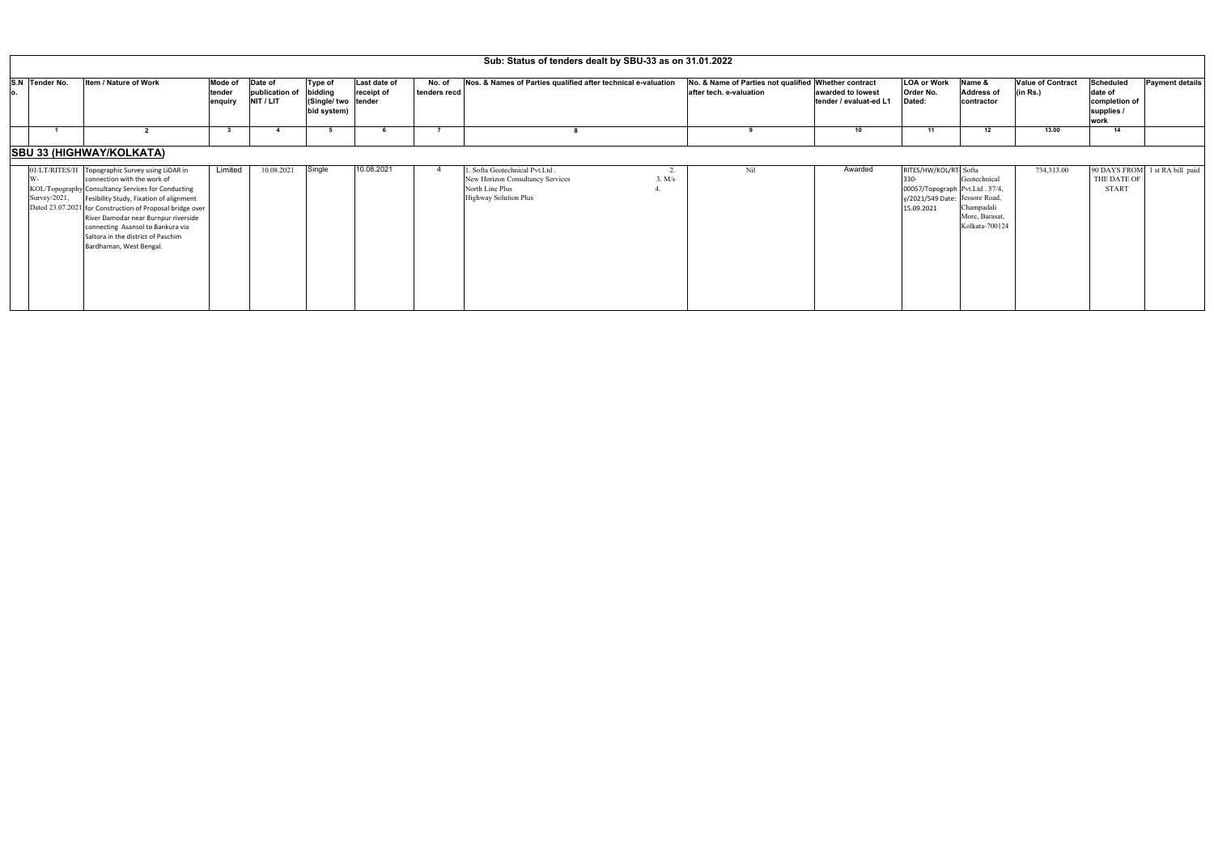## Sub: Status of tenders dealt by SBU-33 as on 31.01.2022

| S.No. | Tender No. | Item / Nature of Work | Mode of tender enquiry | Date of publication of NIT / LIT | Type of bidding (Single/ two bid system) | Last date of receipt of tender | No. of tenders recd | Nos. & Names of Parties qualified after technical e-valuation | No. & Name of Parties not qualified after tech. e-valuation | Whether contract awarded to lowest tender / evaluat-ed L1 | LOA or Work Order No. Dated: | Name & Address of contractor | Value of Contract (in Rs.) | Scheduled date of completion of supplies / work | Payment details |
|---|---|---|---|---|---|---|---|---|---|---|---|---|---|---|---|
| | 1 | 2 | 3 | 4 | 5 | 6 | 7 | 8 | 9 | 10 | 11 | 12 | 13.00 | 14 | |
| **SBU 33 (HIGHWAY/KOLKATA)** | | | | | | | | | | | | | | | |
| | 01/LT/RITES/HW-KOL/Topography Survey/2021, Dated 23.07.2021 | Topographic Survey using LiDAR in connection with the work of Consultancy Services for Conducting Fesibility Study, Fixation of alignment for Construction of Proposal bridge over River Damodar near Burnpur riverside connecting Asansol to Bankura via Saltora in the district of Paschim Bardhaman, West Bengal. | Limited | 10.08.2021 | Single | 10.08.2021 | 4 | 1. Softa Geotechnical Pvt.Ltd . 2. New Horizon Consultancy Services 3. M/s North Line Plus 4. Highway Solution Plus | Nil | Awarded | RITES/HW/KOL/RT-330-00057/Topography/2021/549 Date: 15.09.2021 | Softa Geotechnical Pvt.Ltd . 57/4, Jessore Road, Champadali More, Barasat, Kolkata-700124 | 734,313.00 | 90 DAYS FROM THE DATE OF START | 1 st RA bill paid |